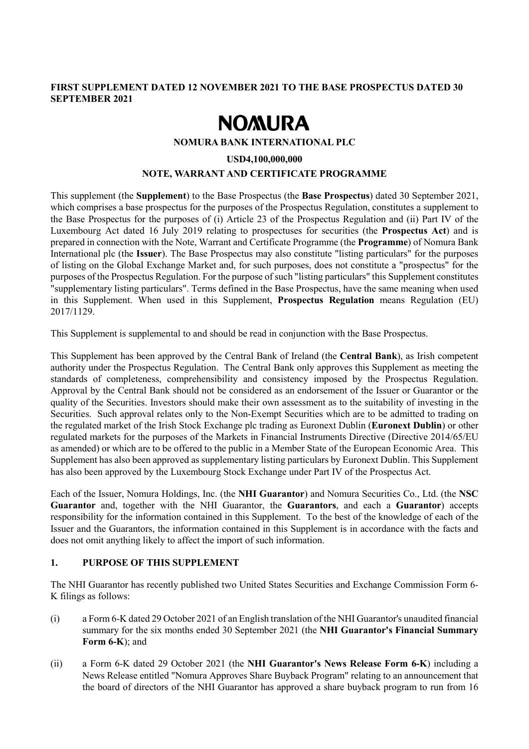**FIRST SUPPLEMENT DATED 12 NOVEMBER 2021 TO THE BASE PROSPECTUS DATED 30 SEPTEMBER 2021**

# NOMURA

**NOMURA BANK INTERNATIONAL PLC**

**USD4,100,000,000**

**NOTE, WARRANT AND CERTIFICATE PROGRAMME**

This supplement (the **Supplement**) to the Base Prospectus (the **Base Prospectus**) dated 30 September 2021, which comprises a base prospectus for the purposes of the Prospectus Regulation, constitutes a supplement to the Base Prospectus for the purposes of (i) Article 23 of the Prospectus Regulation and (ii) Part IV of the Luxembourg Act dated 16 July 2019 relating to prospectuses for securities (the **Prospectus Act**) and is prepared in connection with the Note, Warrant and Certificate Programme (the **Programme**) of Nomura Bank International plc (the **Issuer**). The Base Prospectus may also constitute "listing particulars" for the purposes of listing on the Global Exchange Market and, for such purposes, does not constitute a "prospectus" for the purposes of the Prospectus Regulation. For the purpose of such "listing particulars" this Supplement constitutes "supplementary listing particulars". Terms defined in the Base Prospectus, have the same meaning when used in this Supplement. When used in this Supplement, **Prospectus Regulation** means Regulation (EU) 2017/1129.

This Supplement is supplemental to and should be read in conjunction with the Base Prospectus.

This Supplement has been approved by the Central Bank of Ireland (the **Central Bank**), as Irish competent authority under the Prospectus Regulation. The Central Bank only approves this Supplement as meeting the standards of completeness, comprehensibility and consistency imposed by the Prospectus Regulation. Approval by the Central Bank should not be considered as an endorsement of the Issuer or Guarantor or the quality of the Securities. Investors should make their own assessment as to the suitability of investing in the Securities. Such approval relates only to the Non-Exempt Securities which are to be admitted to trading on the regulated market of the Irish Stock Exchange plc trading as Euronext Dublin (**Euronext Dublin**) or other regulated markets for the purposes of the Markets in Financial Instruments Directive (Directive 2014/65/EU as amended) or which are to be offered to the public in a Member State of the European Economic Area. This Supplement has also been approved as supplementary listing particulars by Euronext Dublin. This Supplement has also been approved by the Luxembourg Stock Exchange under Part IV of the Prospectus Act.

Each of the Issuer, Nomura Holdings, Inc. (the **NHI Guarantor**) and Nomura Securities Co., Ltd. (the **NSC Guarantor** and, together with the NHI Guarantor, the **Guarantors**, and each a **Guarantor**) accepts responsibility for the information contained in this Supplement. To the best of the knowledge of each of the Issuer and the Guarantors, the information contained in this Supplement is in accordance with the facts and does not omit anything likely to affect the import of such information.

## 1. PURPOSE OF THIS SUPPLEMENT

The NHI Guarantor has recently published two United States Securities and Exchange Commission Form 6-K filings as follows:

(i) a Form 6-K dated 29 October 2021 of an English translation of the NHI Guarantor's unaudited financial summary for the six months ended 30 September 2021 (the **NHI Guarantor's Financial Summary Form 6-K**); and

(ii) a Form 6-K dated 29 October 2021 (the **NHI Guarantor's News Release Form 6-K**) including a News Release entitled "Nomura Approves Share Buyback Program" relating to an announcement that the board of directors of the NHI Guarantor has approved a share buyback program to run from 16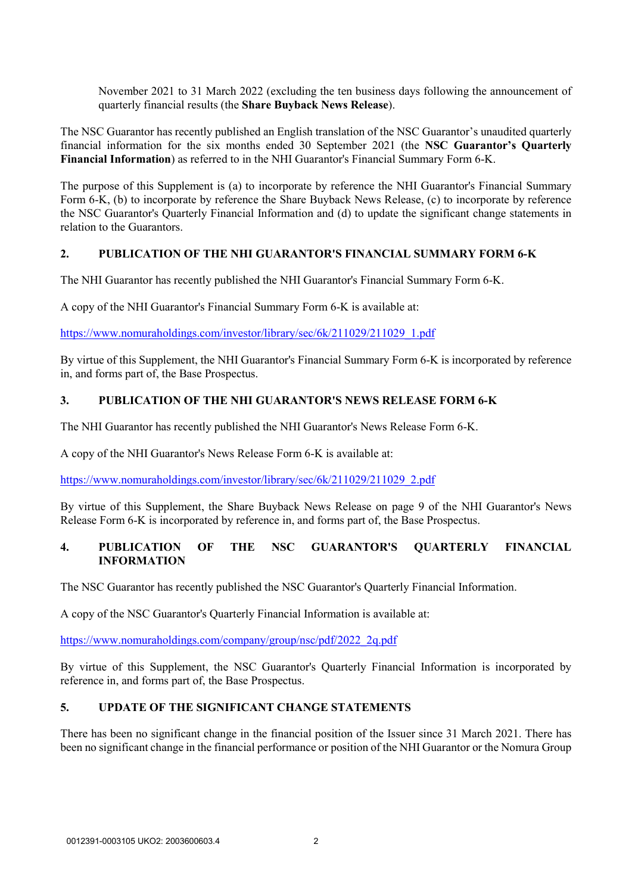November 2021 to 31 March 2022 (excluding the ten business days following the announcement of quarterly financial results (the **Share Buyback News Release**).

The NSC Guarantor has recently published an English translation of the NSC Guarantor's unaudited quarterly financial information for the six months ended 30 September 2021 (the **NSC Guarantor's Quarterly Financial Information**) as referred to in the NHI Guarantor's Financial Summary Form 6-K.

The purpose of this Supplement is (a) to incorporate by reference the NHI Guarantor's Financial Summary Form 6-K, (b) to incorporate by reference the Share Buyback News Release, (c) to incorporate by reference the NSC Guarantor's Quarterly Financial Information and (d) to update the significant change statements in relation to the Guarantors.

## 2. PUBLICATION OF THE NHI GUARANTOR'S FINANCIAL SUMMARY FORM 6-K

The NHI Guarantor has recently published the NHI Guarantor's Financial Summary Form 6-K.

A copy of the NHI Guarantor's Financial Summary Form 6-K is available at:

https://www.nomuraholdings.com/investor/library/sec/6k/211029/211029_1.pdf

By virtue of this Supplement, the NHI Guarantor's Financial Summary Form 6-K is incorporated by reference in, and forms part of, the Base Prospectus.

## 3. PUBLICATION OF THE NHI GUARANTOR'S NEWS RELEASE FORM 6-K

The NHI Guarantor has recently published the NHI Guarantor's News Release Form 6-K.

A copy of the NHI Guarantor's News Release Form 6-K is available at:

https://www.nomuraholdings.com/investor/library/sec/6k/211029/211029_2.pdf

By virtue of this Supplement, the Share Buyback News Release on page 9 of the NHI Guarantor's News Release Form 6-K is incorporated by reference in, and forms part of, the Base Prospectus.

## 4. PUBLICATION OF THE NSC GUARANTOR'S QUARTERLY FINANCIAL INFORMATION

The NSC Guarantor has recently published the NSC Guarantor's Quarterly Financial Information.

A copy of the NSC Guarantor's Quarterly Financial Information is available at:

https://www.nomuraholdings.com/company/group/nsc/pdf/2022_2q.pdf

By virtue of this Supplement, the NSC Guarantor's Quarterly Financial Information is incorporated by reference in, and forms part of, the Base Prospectus.

## 5. UPDATE OF THE SIGNIFICANT CHANGE STATEMENTS

There has been no significant change in the financial position of the Issuer since 31 March 2021. There has been no significant change in the financial performance or position of the NHI Guarantor or the Nomura Group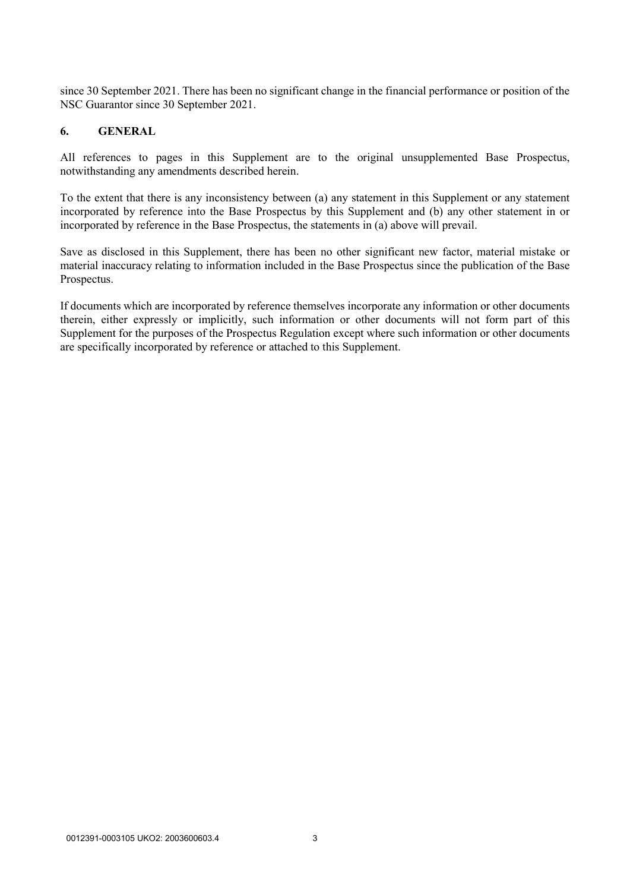since 30 September 2021. There has been no significant change in the financial performance or position of the NSC Guarantor since 30 September 2021.

## 6. GENERAL

All references to pages in this Supplement are to the original unsupplemented Base Prospectus, notwithstanding any amendments described herein.

To the extent that there is any inconsistency between (a) any statement in this Supplement or any statement incorporated by reference into the Base Prospectus by this Supplement and (b) any other statement in or incorporated by reference in the Base Prospectus, the statements in (a) above will prevail.

Save as disclosed in this Supplement, there has been no other significant new factor, material mistake or material inaccuracy relating to information included in the Base Prospectus since the publication of the Base Prospectus.

If documents which are incorporated by reference themselves incorporate any information or other documents therein, either expressly or implicitly, such information or other documents will not form part of this Supplement for the purposes of the Prospectus Regulation except where such information or other documents are specifically incorporated by reference or attached to this Supplement.